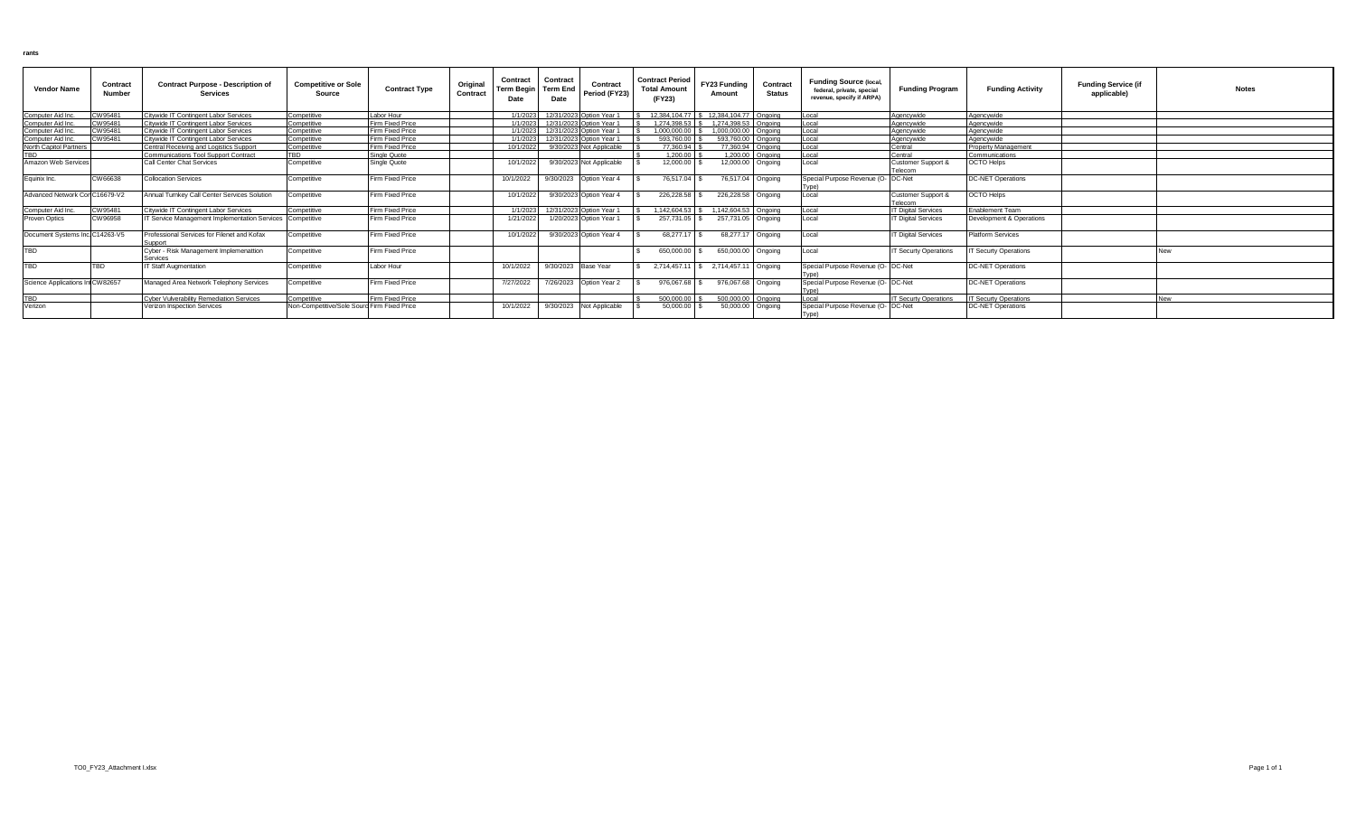rants

| Vendor Name | Contract Number | Contract Purpose - Description of Services | Competitive or Sole Source | Contract Type | Original Contract | Contract Term Begin Date | Contract Term End Date | Contract Period (FY23) | Contract Period Total Amount (FY23) | FY23 Funding Amount | Contract Status | Funding Source (local, federal, private, special revenue, specify if ARPA) | Funding Program | Funding Activity | Funding Service (if applicable) | Notes |
|---|---|---|---|---|---|---|---|---|---|---|---|---|---|---|---|---|
| Computer Aid Inc. | CW95481 | Citywide IT Contingent Labor Services | Competitive | Labor Hour | | 1/1/2023 | 12/31/2023 | Option Year 1 | $ 12,384,104.77 | $ 12,384,104.77 | Ongoing | Local | Agencywide | Agencywide | | |
| Computer Aid Inc. | CW95481 | Citywide IT Contingent Labor Services | Competitive | Firm Fixed Price | | 1/1/2023 | 12/31/2023 | Option Year 1 | $ 1,274,398.53 | $ 1,274,398.53 | Ongoing | Local | Agencywide | Agencywide | | |
| Computer Aid Inc. | CW95481 | Citywide IT Contingent Labor Services | Competitive | Firm Fixed Price | | 1/1/2023 | 12/31/2023 | Option Year 1 | $ 1,000,000.00 | $ 1,000,000.00 | Ongoing | Local | Agencywide | Agencywide | | |
| Computer Aid Inc. | CW95481 | Citywide IT Contingent Labor Services | Competitive | Firm Fixed Price | | 1/1/2023 | 12/31/2023 | Option Year 1 | $ 593,760.00 | $ 593,760.00 | Ongoing | Local | Agencywide | Agencywide | | |
| North Capitol Partners | | Central Receiving and Logistics Support | Competitive | Firm Fixed Price | | 10/1/2022 | 9/30/2023 | Not Applicable | $ 77,360.94 | $ 77,360.94 | Ongoing | Local | Central | Property Management | | |
| TBD | | Communications Tool Support Contract | TBD | Single Quote | | | | | $ 1,200.00 | $ 1,200.00 | Ongoing | Local | Central | Communications | | |
| Amazon Web Services | | Call Center Chat Services | Competitive | Single Quote | | 10/1/2022 | 9/30/2023 | Not Applicable | $ 12,000.00 | $ 12,000.00 | Ongoing | Local | Customer Support & Telecom | OCTO Helps | | |
| Equinix Inc. | CW66638 | Collocation Services | Competitive | Firm Fixed Price | | 10/1/2022 | 9/30/2023 | Option Year 4 | $ 76,517.04 | $ 76,517.04 | Ongoing | Special Purpose Revenue (O-Type) | DC-Net | DC-NET Operations | | |
| Advanced Network Cor | C16679-V2 | Annual Turnkey Call Center Services Solution | Competitive | Firm Fixed Price | | 10/1/2022 | 9/30/2023 | Option Year 4 | $ 226,228.58 | $ 226,228.58 | Ongoing | Local | Customer Support & Telecom | OCTO Helps | | |
| Computer Aid Inc. | CW95481 | Citywide IT Contingent Labor Services | Competitive | Firm Fixed Price | | 1/1/2023 | 12/31/2023 | Option Year 1 | $ 1,142,604.53 | $ 1,142,604.53 | Ongoing | Local | IT Digital Services | Enablement Team | | |
| Proven Optics | CW96958 | IT Service Management Implementation Services | Competitive | Firm Fixed Price | | 1/21/2022 | 1/20/2023 | Option Year 1 | $ 257,731.05 | $ 257,731.05 | Ongoing | Local | IT Digital Services | Development & Operations | | |
| Document Systems Inc. | C14263-V5 | Professional Services for Filenet and Kofax Support | Competitive | Firm Fixed Price | | 10/1/2022 | 9/30/2023 | Option Year 4 | $ 68,277.17 | $ 68,277.17 | Ongoing | Local | IT Digital Services | Platform Services | | |
| TBD | | Cyber - Risk Management Implemenattion Services | Competitive | Firm Fixed Price | | | | | $ 650,000.00 | $ 650,000.00 | Ongoing | Local | IT Securty Operations | IT Securty Operations | | New |
| TBD | TBD | IT Staff Augmentation | Competitive | Labor Hour | | 10/1/2022 | 9/30/2023 | Base Year | $ 2,714,457.11 | $ 2,714,457.11 | Ongoing | Special Purpose Revenue (O-Type) | DC-Net | DC-NET Operations | | |
| Science Applications In | CW82657 | Managed Area Network Telephony Services | Competitive | Firm Fixed Price | | 7/27/2022 | 7/26/2023 | Option Year 2 | $ 976,067.68 | $ 976,067.68 | Ongoing | Special Purpose Revenue (O-Type) | DC-Net | DC-NET Operations | | |
| TBD | | Cyber Vulverability Remediation Services | Competitive | Firm Fixed Price | | | | | $ 500,000.00 | $ 500,000.00 | Ongoing | Local | IT Securty Operations | IT Securty Operations | | New |
| Verizon | | Verizon Inspection Services | Non-Competitive/Sole Source | Firm Fixed Price | | 10/1/2022 | 9/30/2023 | Not Applicable | $ 50,000.00 | $ 50,000.00 | Ongoing | Special Purpose Revenue (O-Type) | DC-Net | DC-NET Operations | | |

TO0_FY23_Attachment I.xlsx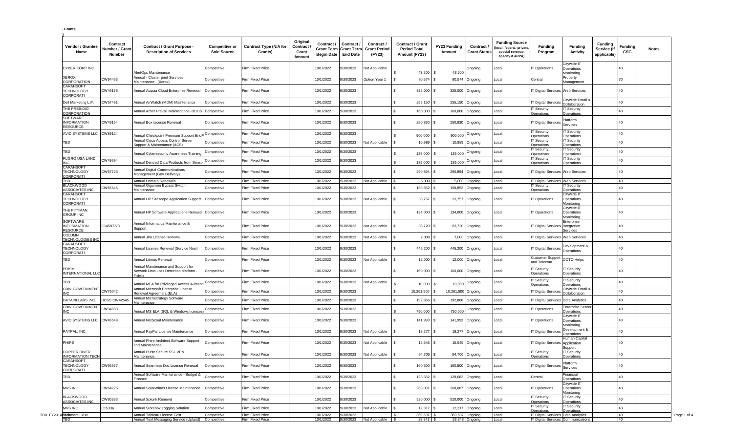| Vendor / Grantee Name | Contract Number / Grant Number | Contract / Grant Purpose - Description of Services | Competitive or Sole Source | Contract Type (N/A for Grants) | Original Contract / Grant Amount | Contract / Grant Term Begin Date | Contract / Grant Term End Date | Contract / Grant Period (FY23) | Contract / Grant Period Total Amount (FY23) | FY23 Funding Amount | Contract / Grant Status | Funding Source (local, federal, private, special revenue, specify if ARPA) | Funding Program | Funding Activity | Funding Service (if applicable) | Funding CSG | Notes |
|---|---|---|---|---|---|---|---|---|---|---|---|---|---|---|---|---|---|
| CYBER KORP INC. | | AlertOps Maintenance | Competitive | Firm Fixed Price | | 10/1/2022 | 9/30/2023 | Not Applicable | $ 43,200 | $ 43,200 | Ongoing | Local | IT Operations | Citywide IT Operations Monitoring | | 40 | |
| XEROX CORPORATION | CW94463 | Annual - Cluster print Services Maintenance (Xerox) | Competitive | Firm Fixed Price | | 10/1/2022 | 9/30/2023 | Option Year 1 | $ 80,574 | $ 80,574 | Ongoing | Local | Central | Property Management | | 70 | |
| CARAHSOFT TECHNOLOGY CORPORATI | CW46176 | Annual Acquia Cloud Enterprise Renewal | Competitive | Firm Fixed Price | | 10/1/2022 | 9/30/2023 | | $ 325,000 | $ 325,000 | Ongoing | Local | IT Digital Services | Web Services | | 40 | |
| Dell Marketing L.P. | CW57491 | Annual AirWatch (MDM) Maintenance | Competitive | Firm Fixed Price | | 10/1/2022 | 9/30/2023 | | $ 255,150 | $ 255,150 | Ongoing | Local | IT Digital Services | Citywide Email & Collaboration | | 40 | |
| THE PRESIDIO CORPORATION | | Annual Arbor Prevail Maintenance- DDOS | Competitive | Firm Fixed Price | | 10/1/2022 | 9/30/2023 | | $ 160,000 | $ 160,000 | Ongoing | Local | IT Security Operations | IT Security Operations | | 40 | |
| SOFTWARE INFORMATION RESOURCE | CW49154 | Annual Box License Renewal | Competitive | Firm Fixed Price | | 10/1/2022 | 9/30/2023 | | $ 250,830 | $ 250,830 | Ongoing | Local | IT Digital Services | Platform Services | | 40 | |
| AVID SYSTEMS LLC | CW89124 | Annual Checkpoint Premium Support EndP | Competitive | Firm Fixed Price | | 10/1/2022 | 9/30/2023 | | $ 900,000 | $ 900,000 | Ongoing | Local | IT Security Operations | IT Security Operations | | 40 | |
| TBD | | Annual Cisco Access Control Server Support & Maintenance (ACS) | Competitive | Firm Fixed Price | | 10/1/2022 | 9/30/2023 | Not Applicable | $ 10,989 | $ 10,989 | Ongoing | Local | IT Security Operations | IT Security Operations | | 40 | |
| TBD | | Annual Cybersecurity Awareness Training | Competitive | Firm Fixed Price | | 10/1/2022 | 9/30/2023 | | $ 135,000 | $ 135,000 | Ongoing | Local | IT Security Operations | IT Security Operations | | 40 | |
| FUGRO USA LAND INC. | CW49694 | Annual Derived Data Products from Sensor | Competitive | Firm Fixed Price | | 10/1/2022 | 9/30/2023 | | $ 185,000 | $ 185,000 | Ongoing | Local | IT Security Operations | IT Security Operations | | 40 | |
| CARAHSOFT TECHNOLOGY CORPORATI | CW57723 | Annual Digital Communications Management (Gov Delivery) | Competitive | Firm Fixed Price | | 10/1/2022 | 9/30/2023 | | $ 290,894 | $ 290,894 | Ongoing | Local | IT Digital Services | Web Services | | 40 | |
| TBD | | Annual Domain Renewals | Competitive | Firm Fixed Price | | 10/1/2022 | 9/30/2023 | Not Applicable | $ 5,000 | $ 5,000 | Ongoing | Local | IT Digital Services | Web Services | | 40 | |
| BLACKWOOD ASSOCIATES INC. | CW66646 | Annual Gigamon Bypass Switch Maintenance | Competitive | Firm Fixed Price | | 10/1/2022 | 9/30/2023 | | $ 158,852 | $ 158,852 | Ongoing | Local | IT Security Operations | IT Security Operations | | 40 | |
| CARAHSOFT TECHNOLOGY CORPORATI | | Annual HP Sitescope Application Support | Competitive | Firm Fixed Price | | 10/1/2022 | 9/30/2023 | Not Applicable | $ 33,757 | $ 33,757 | Ongoing | Local | IT Operations | Citywide IT Operations Monitoring | | 40 | |
| THE PITTMAN GROUP INC | | Annual HP Software Applications Renewal | Competitive | Firm Fixed Price | | 10/1/2022 | 9/30/2023 | | $ 134,000 | $ 134,000 | Ongoing | Local | IT Operations | Citywide IT Operations Monitoring | | 40 | |
| SOFTWARE INFORMATION RESOURCE | C14587-V3 | Annual Informatica Maintenance & Support | Competitive | Firm Fixed Price | | 10/1/2022 | 9/30/2023 | Not Applicable | $ 83,720 | $ 83,720 | Ongoing | Local | IT Digital Services | Enterprise Integration Services | | 40 | |
| COLUMN TECHNOLOGIES INC | | Annual Jira License Renewal | Competitive | Firm Fixed Price | | 10/1/2022 | 9/30/2023 | Not Applicable | $ 7,000 | $ 7,000 | Ongoing | Local | IT Digital Services | Web Services | | 40 | |
| CARAHSOFT TECHNOLOGY CORPORATI | | Annual License Renewal (Service Now) | Competitive | Firm Fixed Price | | 10/1/2022 | 9/30/2023 | | $ 445,200 | $ 445,200 | Ongoing | Local | IT Digital Services | Development & Operations | | 40 | |
| TBD | | Annual Litmos Renewal | Competitive | Firm Fixed Price | | 10/1/2022 | 9/30/2023 | Not Applicable | $ 12,000 | $ 12,000 | Ongoing | Local | Customer Support and Telecom | OCTO Helps | | 40 | |
| PRISM INTERNATIONAL LLC | | Annual Maintenance and Support for Network Data Loss Detection platform - Fidelis | Competitive | Firm Fixed Price | | 10/1/2022 | 9/30/2023 | | $ 160,000 | $ 160,000 | Ongoing | Local | IT Security Operations | IT Security Operations | | 40 | |
| TBD | | Annual MFA for Privileged Access Authenti | Competitive | Firm Fixed Price | | 10/1/2022 | 9/30/2023 | Not Applicable | $ 10,000 | $ 10,000 | Ongoing | Local | IT Security Operations | IT Security Operations | | 40 | |
| CDW GOVERNMENT INC | CW76042 | Annual Microsoft Enterprise License Renewal Agreement (ELA) | Competitive | Firm Fixed Price | | 10/1/2022 | 9/30/2023 | | $ 10,261,500 | $ 10,261,500 | Ongoing | Local | IT Digital Services | Citywide Email & Collaboration | | 40 | |
| DATAPILLARS INC. | DCSS CW42545 | Annual Microstrategy Software Maintenance | Competitive | Firm Fixed Price | | 10/1/2022 | 9/30/2023 | | $ 192,866 | $ 192,866 | Ongoing | Local | IT Digital Services | Data Analytics | | 40 | |
| CDW GOVERNMENT INC | CW94883 | Annual MS ELA (SQL & Windows licenses) | Competitive | Firm Fixed Price | | 10/1/2022 | 9/30/2023 | | $ 750,000 | $ 750,000 | Ongoing | Local | IT Operations | Enterprise Server Operations | | 40 | |
| AVID SYSTEMS LLC | CW49548 | Annual NetScout Maintenance | Competitive | Firm Fixed Price | | 10/1/2022 | 9/30/2023 | | $ 141,993 | $ 141,993 | Ongoing | Local | IT Operations | Citywide IT Operations Monitoring | | 40 | |
| PAYPAL, INC. | | Annual PayPal License Maintenance | Competitive | Firm Fixed Price | | 10/1/2022 | 9/30/2023 | Not Applicable | $ 18,277 | $ 18,277 | Ongoing | Local | IT Digital Services | Development & Operations | | 40 | |
| PHIRE | | Annual Phire Architect Software Support and Maintenance | Competitive | Firm Fixed Price | | 10/1/2022 | 9/30/2023 | Not Applicable | $ 15,545 | $ 15,545 | Ongoing | Local | IT Digital Services | Human Capital Application Support | | 40 | |
| COPPER RIVER INFORMATION TECH | | Annual Pulse Secure SSL VPN Maintenance | Competitive | Firm Fixed Price | | 10/1/2022 | 9/30/2023 | Not Applicable | $ 94,706 | $ 94,706 | Ongoing | Local | IT Security Operations | IT Security Operations | | 40 | |
| CARAHSOFT TECHNOLOGY CORPORATI | CW66577 | Annual Seamless Doc License Renewal | Competitive | Firm Fixed Price | | 10/1/2022 | 9/30/2023 | | $ 160,500 | $ 160,500 | Ongoing | Local | IT Digital Services | Platform Services | | 40 | |
| TBD | | Annual Software Maintenance - Budget & Finance | Competitive | Firm Fixed Price | | 10/1/2022 | 9/30/2023 | | $ 128,682 | $ 128,682 | Ongoing | Local | Central | Financial Operations | | 40 | |
| MVS INC | CW64225 | Annual SolarWinds License Maintenance | Competitive | Firm Fixed Price | | 10/1/2022 | 9/30/2023 | | $ 268,087 | $ 268,087 | Ongoing | Local | IT Operations | Citywide IT Operations Monitoring | | 40 | |
| BLACKWOOD ASSOCIATES INC. | CW80333 | Annual Splunk Renewal | Competitive | Firm Fixed Price | | 10/1/2022 | 9/30/2023 | | $ 520,000 | $ 520,000 | Ongoing | Local | IT Security Operations | IT Security Operations | | 40 | |
| MVS INC | C15336 | Annual Storebox Logging Solution | Competitive | Firm Fixed Price | | 10/1/2022 | 9/30/2023 | Not Applicable | $ 12,317 | $ 12,317 | Ongoing | Local | IT Security Operations | IT Security Operations | | 40 | |
| TBD | | Annual Tableau License Cost | Competitive | Firm Fixed Price | | 10/1/2022 | 9/30/2023 | | $ 369,607 | $ 369,607 | Ongoing | Local | IT Digital Services | Data Analytics | | 40 | |
| TBD | | Annual Text Messaging Service (Upland) | Competitive | Firm Fixed Price | | 10/1/2022 | 9/30/2023 | Not Applicable | $ 28,843 | $ 28,843 | Ongoing | Local | IT Digital Services | Communications | | 40 | |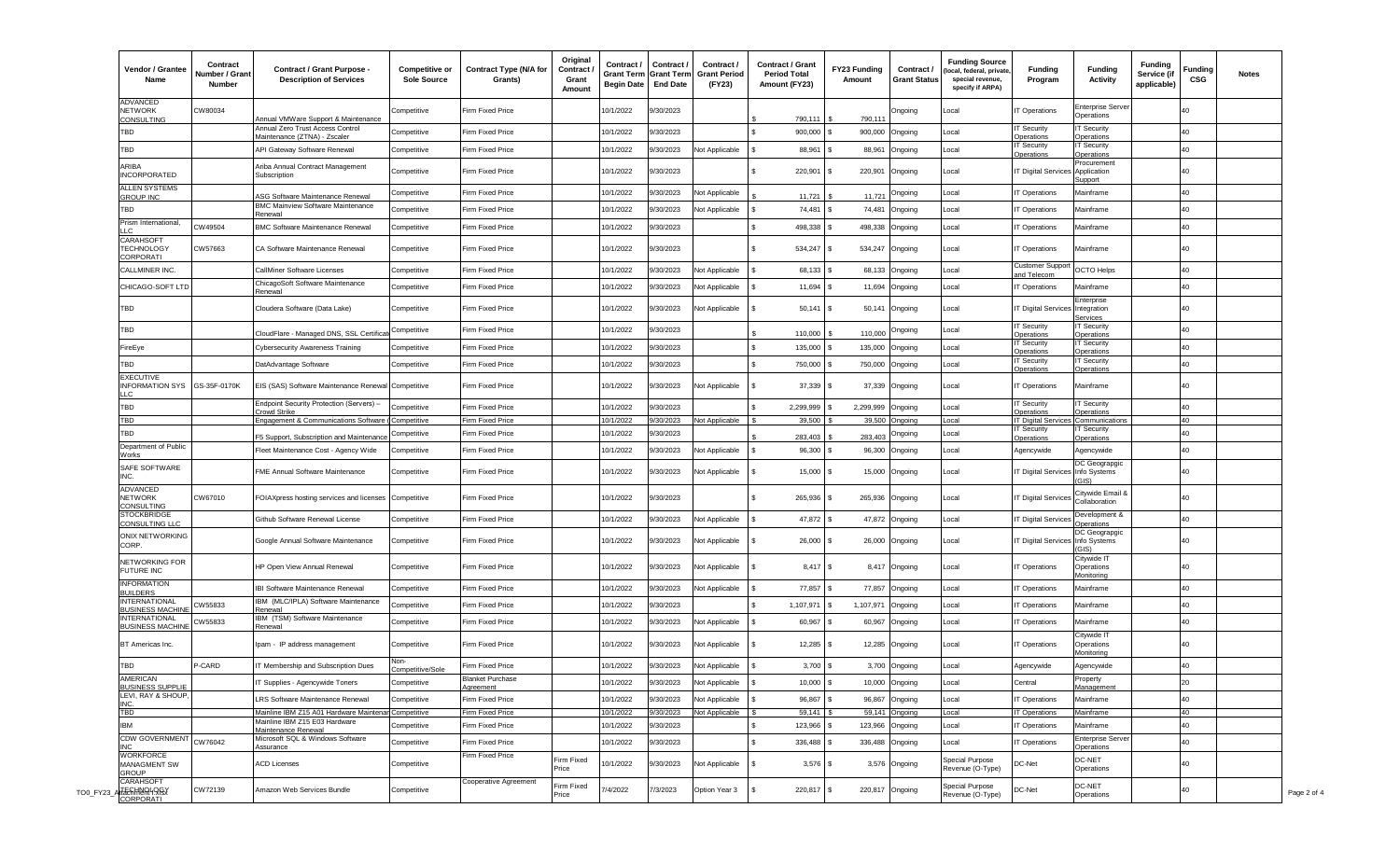| Vendor / Grantee Name | Contract Number / Grant Number | Contract / Grant Purpose - Description of Services | Competitive or Sole Source | Contract Type (N/A for Grants) | Original Contract / Grant Amount | Contract / Grant Term Begin Date | Contract / Grant Term End Date | Contract / Grant Period (FY23) | Contract / Grant Period Total Amount (FY23) | FY23 Funding Amount | Contract / Grant Status | Funding Source (local, federal, private, special revenue, specify if ARPA) | Funding Program | Funding Activity | Funding Service (if applicable) | Funding CSG | Notes |
|---|---|---|---|---|---|---|---|---|---|---|---|---|---|---|---|---|---|
| ADVANCED NETWORK CONSULTING | CW80034 | Annual VMWare Support & Maintenance | Competitive | Firm Fixed Price | | 10/1/2022 | 9/30/2023 | | $ 790,111 | $ 790,111 | Ongoing | Local | IT Operations | Enterprise Server Operations | | 40 | |
| TBD | | Annual Zero Trust Access Control Maintenance (ZTNA) - Zscaler | Competitive | Firm Fixed Price | | 10/1/2022 | 9/30/2023 | | $ 900,000 | $ 900,000 | Ongoing | Local | IT Security Operations | IT Security Operations | | 40 | |
| TBD | | API Gateway Software Renewal | Competitive | Firm Fixed Price | | 10/1/2022 | 9/30/2023 | Not Applicable | $ 88,961 | $ 88,961 | Ongoing | Local | IT Security Operations | IT Security Operations | | 40 | |
| ARIBA INCORPORATED | | Ariba Annual Contract Management Subscription | Competitive | Firm Fixed Price | | 10/1/2022 | 9/30/2023 | | $ 220,901 | $ 220,901 | Ongoing | Local | IT Digital Services | Procurement Application Support | | 40 | |
| ALLEN SYSTEMS GROUP INC | | ASG Software Maintenance Renewal | Competitive | Firm Fixed Price | | 10/1/2022 | 9/30/2023 | Not Applicable | $ 11,721 | $ 11,721 | Ongoing | Local | IT Operations | Mainframe | | 40 | |
| TBD | | BMC Mainview Software Maintenance Renewal | Competitive | Firm Fixed Price | | 10/1/2022 | 9/30/2023 | Not Applicable | $ 74,481 | $ 74,481 | Ongoing | Local | IT Operations | Mainframe | | 40 | |
| Prism International, LLC | CW49504 | BMC Software Maintenance Renewal | Competitive | Firm Fixed Price | | 10/1/2022 | 9/30/2023 | | $ 498,338 | $ 498,338 | Ongoing | Local | IT Operations | Mainframe | | 40 | |
| CARAHSOFT TECHNOLOGY CORPORATI | CW57663 | CA Software Maintenance Renewal | Competitive | Firm Fixed Price | | 10/1/2022 | 9/30/2023 | | $ 534,247 | $ 534,247 | Ongoing | Local | IT Operations | Mainframe | | 40 | |
| CALLMINER INC. | | CallMiner Software Licenses | Competitive | Firm Fixed Price | | 10/1/2022 | 9/30/2023 | Not Applicable | $ 68,133 | $ 68,133 | Ongoing | Local | Customer Support and Telecom | OCTO Helps | | 40 | |
| CHICAGO-SOFT LTD | | ChicagoSoft Software Maintenance Renewal | Competitive | Firm Fixed Price | | 10/1/2022 | 9/30/2023 | Not Applicable | $ 11,694 | $ 11,694 | Ongoing | Local | IT Operations | Mainframe | | 40 | |
| TBD | | Cloudera Software (Data Lake) | Competitive | Firm Fixed Price | | 10/1/2022 | 9/30/2023 | Not Applicable | $ 50,141 | $ 50,141 | Ongoing | Local | IT Digital Services | Enterprise Integration Services | | 40 | |
| TBD | | CloudFlare - Managed DNS, SSL Certificat | Competitive | Firm Fixed Price | | 10/1/2022 | 9/30/2023 | | $ 110,000 | $ 110,000 | Ongoing | Local | IT Security Operations | IT Security Operations | | 40 | |
| FireEye | | Cybersecurity Awareness Training | Competitive | Firm Fixed Price | | 10/1/2022 | 9/30/2023 | | $ 135,000 | $ 135,000 | Ongoing | Local | IT Security Operations | IT Security Operations | | 40 | |
| TBD | | DatAdvantage Software | Competitive | Firm Fixed Price | | 10/1/2022 | 9/30/2023 | | $ 750,000 | $ 750,000 | Ongoing | Local | IT Security Operations | IT Security Operations | | 40 | |
| EXECUTIVE INFORMATION SYS LLC | GS-35F-0170K | EIS (SAS) Software Maintenance Renewal | Competitive | Firm Fixed Price | | 10/1/2022 | 9/30/2023 | Not Applicable | $ 37,339 | $ 37,339 | Ongoing | Local | IT Operations | Mainframe | | 40 | |
| TBD | | Endpoint Security Protection (Servers) – Crowd Strike | Competitive | Firm Fixed Price | | 10/1/2022 | 9/30/2023 | | $ 2,299,999 | $ 2,299,999 | Ongoing | Local | IT Security Operations | IT Security Operations | | 40 | |
| TBD | | Engagement & Communications Software ( | Competitive | Firm Fixed Price | | 10/1/2022 | 9/30/2023 | Not Applicable | $ 39,500 | $ 39,500 | Ongoing | Local | IT Digital Services | Communications | | 40 | |
| TBD | | F5 Support, Subscription and Maintenance | Competitive | Firm Fixed Price | | 10/1/2022 | 9/30/2023 | | $ 283,403 | $ 283,403 | Ongoing | Local | IT Security Operations | IT Security Operations | | 40 | |
| Department of Public Works | | Fleet Maintenance Cost - Agency Wide | Competitive | Firm Fixed Price | | 10/1/2022 | 9/30/2023 | Not Applicable | $ 96,300 | $ 96,300 | Ongoing | Local | Agencywide | Agencywide | | 40 | |
| SAFE SOFTWARE INC. | | FME Annual Software Maintenance | Competitive | Firm Fixed Price | | 10/1/2022 | 9/30/2023 | Not Applicable | $ 15,000 | $ 15,000 | Ongoing | Local | IT Digital Services | DC Geograpgic Info Systems (GIS) | | 40 | |
| ADVANCED NETWORK CONSULTING | CW67010 | FOIAXpress hosting services and licenses | Competitive | Firm Fixed Price | | 10/1/2022 | 9/30/2023 | | $ 265,936 | $ 265,936 | Ongoing | Local | IT Digital Services | Citywide Email & Collaboration | | 40 | |
| STOCKBRIDGE CONSULTING LLC | | Github Software Renewal License | Competitive | Firm Fixed Price | | 10/1/2022 | 9/30/2023 | Not Applicable | $ 47,872 | $ 47,872 | Ongoing | Local | IT Digital Services | Development & Operations | | 40 | |
| ONIX NETWORKING CORP. | | Google Annual Software Maintenance | Competitive | Firm Fixed Price | | 10/1/2022 | 9/30/2023 | Not Applicable | $ 26,000 | $ 26,000 | Ongoing | Local | IT Digital Services | DC Geograpgic Info Systems (GIS) | | 40 | |
| NETWORKING FOR FUTURE INC | | HP Open View Annual Renewal | Competitive | Firm Fixed Price | | 10/1/2022 | 9/30/2023 | Not Applicable | $ 8,417 | $ 8,417 | Ongoing | Local | IT Operations | Citywide IT Operations Monitoring | | 40 | |
| INFORMATION BUILDERS | | IBI Software Maintenance Renewal | Competitive | Firm Fixed Price | | 10/1/2022 | 9/30/2023 | Not Applicable | $ 77,857 | $ 77,857 | Ongoing | Local | IT Operations | Mainframe | | 40 | |
| INTERNATIONAL BUSINESS MACHINE | CW55833 | IBM (MLC/IPLA) Software Maintenance Renewal | Competitive | Firm Fixed Price | | 10/1/2022 | 9/30/2023 | | $ 1,107,971 | $ 1,107,971 | Ongoing | Local | IT Operations | Mainframe | | 40 | |
| INTERNATIONAL BUSINESS MACHINE | CW55833 | IBM (TSM) Software Maintenance Renewal | Competitive | Firm Fixed Price | | 10/1/2022 | 9/30/2023 | Not Applicable | $ 60,967 | $ 60,967 | Ongoing | Local | IT Operations | Mainframe | | 40 | |
| BT Americas Inc. | | Ipam - IP address management | Competitive | Firm Fixed Price | | 10/1/2022 | 9/30/2023 | Not Applicable | $ 12,285 | $ 12,285 | Ongoing | Local | IT Operations | Citywide IT Operations Monitoring | | 40 | |
| TBD | P-CARD | IT Membership and Subscription Dues | Non-Competitive/Sole | Firm Fixed Price | | 10/1/2022 | 9/30/2023 | Not Applicable | $ 3,700 | $ 3,700 | Ongoing | Local | Agencywide | Agencywide | | 40 | |
| AMERICAN BUSINESS SUPPLIE | | IT Supplies - Agencywide Toners | Competitive | Blanket Purchase Agreement | | 10/1/2022 | 9/30/2023 | Not Applicable | $ 10,000 | $ 10,000 | Ongoing | Local | Central | Property Management | | 20 | |
| LEVI, RAY & SHOUP, INC. | | LRS Software Maintenance Renewal | Competitive | Firm Fixed Price | | 10/1/2022 | 9/30/2023 | Not Applicable | $ 96,867 | $ 96,867 | Ongoing | Local | IT Operations | Mainframe | | 40 | |
| TBD | | Mainline IBM Z15 A01 Hardware Maintenan | Competitive | Firm Fixed Price | | 10/1/2022 | 9/30/2023 | Not Applicable | $ 59,141 | $ 59,141 | Ongoing | Local | IT Operations | Mainframe | | 40 | |
| IBM | | Mainline IBM Z15 E03 Hardware Maintenance Renewal | Competitive | Firm Fixed Price | | 10/1/2022 | 9/30/2023 | | $ 123,966 | $ 123,966 | Ongoing | Local | IT Operations | Mainframe | | 40 | |
| CDW GOVERNMENT INC | CW76042 | Microsoft SQL & Windows Software Assurance | Competitive | Firm Fixed Price | | 10/1/2022 | 9/30/2023 | | $ 336,488 | $ 336,488 | Ongoing | Local | IT Operations | Enterprise Server Operations | | 40 | |
| WORKFORCE MANAGMENT SW GROUP | | ACD Licenses | Competitive | Firm Fixed Price | Firm Fixed Price | 10/1/2022 | 9/30/2023 | Not Applicable | $ 3,576 | $ 3,576 | Ongoing | Special Purpose Revenue (O-Type) | DC-Net | DC-NET Operations | | 40 | |
| CARAHSOFT TECHNOLOGY CORPORATI | CW72139 | Amazon Web Services Bundle | Competitive | Cooperative Agreement | Firm Fixed Price | 7/4/2022 | 7/3/2023 | Option Year 3 | $ 220,817 | $ 220,817 | Ongoing | Special Purpose Revenue (O-Type) | DC-Net | DC-NET Operations | | 40 | |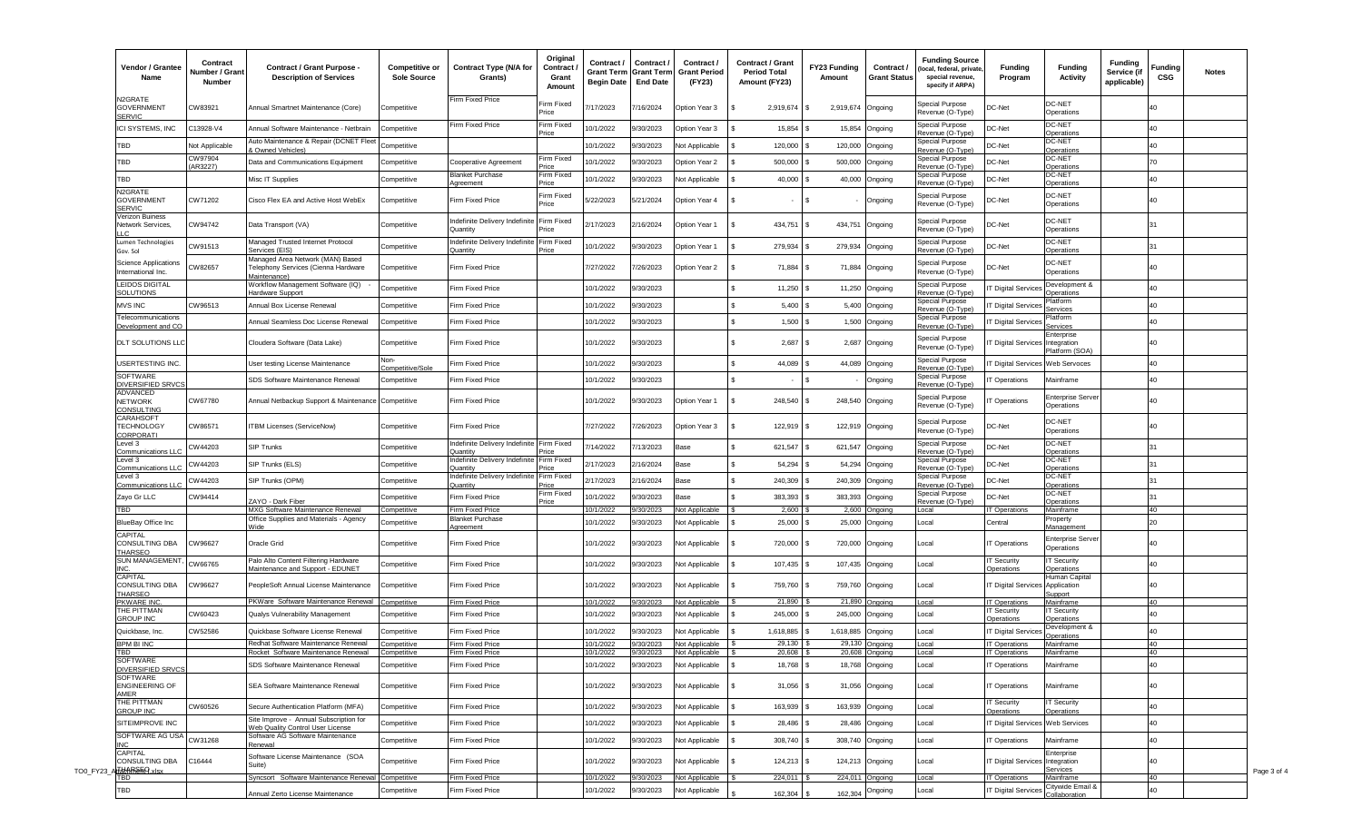| Vendor / Grantee Name | Contract Number / Grant Number | Contract / Grant Purpose - Description of Services | Competitive or Sole Source | Contract Type (N/A for Grants) | Original Contract / Grant Amount | Contract / Grant Term Begin Date | Contract / Grant Term End Date | Contract / Grant Period (FY23) | Contract / Grant Period Total Amount (FY23) | FY23 Funding Amount | Contract / Grant Status | Funding Source (local, federal, private, special revenue, specify if ARPA) | Funding Program | Funding Activity | Funding Service (if applicable) | Funding CSG | Notes |
|---|---|---|---|---|---|---|---|---|---|---|---|---|---|---|---|---|---|
| N2GRATE GOVERNMENT SERVIC | CW83921 | Annual Smartnet Maintenance (Core) | Competitive | Firm Fixed Price | Firm Fixed Price | 7/17/2023 | 7/16/2024 | Option Year 3 | $ 2,919,674 | $ 2,919,674 | Ongoing | Special Purpose Revenue (O-Type) | DC-Net | DC-NET Operations | | 40 | |
| ICI SYSTEMS, INC | C13928-V4 | Annual Software Maintenance - Netbrain | Competitive | Firm Fixed Price | Firm Fixed Price | 10/1/2022 | 9/30/2023 | Option Year 3 | $ 15,854 | $ 15,854 | Ongoing | Special Purpose Revenue (O-Type) | DC-Net | DC-NET Operations | | 40 | |
| TBD | Not Applicable | Auto Maintenance & Repair (DCNET Fleet & Owned Vehicles) | Competitive | | | 10/1/2022 | 9/30/2023 | Not Applicable | $ 120,000 | $ 120,000 | Ongoing | Special Purpose Revenue (O-Type) | DC-Net | DC-NET Operations | | 40 | |
| TBD | CW97904 (AR3227) | Data and Communications Equipment | Competitive | Cooperative Agreement | Firm Fixed Price | 10/1/2022 | 9/30/2023 | Option Year 2 | $ 500,000 | $ 500,000 | Ongoing | Special Purpose Revenue (O-Type) | DC-Net | DC-NET Operations | | 70 | |
| TBD | | Misc IT Supplies | Competitive | Blanket Purchase Agreement | Firm Fixed Price | 10/1/2022 | 9/30/2023 | Not Applicable | $ 40,000 | $ 40,000 | Ongoing | Special Purpose Revenue (O-Type) | DC-Net | DC-NET Operations | | 40 | |
| N2GRATE GOVERNMENT SERVIC | CW71202 | Cisco Flex EA and Active Host WebEx | Competitive | Firm Fixed Price | Firm Fixed Price | 5/22/2023 | 5/21/2024 | Option Year 4 | $ - | $ - | Ongoing | Special Purpose Revenue (O-Type) | DC-Net | DC-NET Operations | | 40 | |
| Verizon Buiness Network Services, LLC | CW94742 | Data Transport (VA) | Competitive | Indefinite Delivery Indefinite Quantity | Firm Fixed Price | 2/17/2023 | 2/16/2024 | Option Year 1 | $ 434,751 | $ 434,751 | Ongoing | Special Purpose Revenue (O-Type) | DC-Net | DC-NET Operations | | 31 | |
| Lumen Technologies Gov. Sol | CW91513 | Managed Trusted Internet Protocol Services (EIS) | Competitive | Indefinite Delivery Indefinite Quantity | Firm Fixed Price | 10/1/2022 | 9/30/2023 | Option Year 1 | $ 279,934 | $ 279,934 | Ongoing | Special Purpose Revenue (O-Type) | DC-Net | DC-NET Operations | | 31 | |
| Science Applications International Inc. | CW82657 | Managed Area Network (MAN) Based Telephony Services (Cienna Hardware Maintenance) | Competitive | Firm Fixed Price | | 7/27/2022 | 7/26/2023 | Option Year 2 | $ 71,884 | $ 71,884 | Ongoing | Special Purpose Revenue (O-Type) | DC-Net | DC-NET Operations | | 40 | |
| LEIDOS DIGITAL SOLUTIONS | | Workflow Management Software (IQ) - Hardware Support | Competitive | Firm Fixed Price | | 10/1/2022 | 9/30/2023 | | $ 11,250 | $ 11,250 | Ongoing | Special Purpose Revenue (O-Type) | IT Digital Services | Development & Operations | | 40 | |
| MVS INC | CW96513 | Annual Box License Renewal | Competitive | Firm Fixed Price | | 10/1/2022 | 9/30/2023 | | $ 5,400 | $ 5,400 | Ongoing | Special Purpose Revenue (O-Type) | IT Digital Services | Platform Services | | 40 | |
| Telecommunications Development and CO | | Annual Seamless Doc License Renewal | Competitive | Firm Fixed Price | | 10/1/2022 | 9/30/2023 | | $ 1,500 | $ 1,500 | Ongoing | Special Purpose Revenue (O-Type) | IT Digital Services | Platform Services | | 40 | |
| DLT SOLUTIONS LLC | | Cloudera Software (Data Lake) | Competitive | Firm Fixed Price | | 10/1/2022 | 9/30/2023 | | $ 2,687 | $ 2,687 | Ongoing | Special Purpose Revenue (O-Type) | IT Digital Services | Enterprise Integration Platform (SOA) | | 40 | |
| USERTESTING INC. | | User testing License Maintenance | Non-Competitive/Sole | Firm Fixed Price | | 10/1/2022 | 9/30/2023 | | $ 44,089 | $ 44,089 | Ongoing | Special Purpose Revenue (O-Type) | IT Digital Services | Web Servoces | | 40 | |
| SOFTWARE DIVERSIFIED SRVCS | | SDS Software Maintenance Renewal | Competitive | Firm Fixed Price | | 10/1/2022 | 9/30/2023 | | $ - | $ - | Ongoing | Special Purpose Revenue (O-Type) | IT Operations | Mainframe | | 40 | |
| ADVANCED NETWORK CONSULTING | CW67780 | Annual Netbackup Support & Maintenance | Competitive | Firm Fixed Price | | 10/1/2022 | 9/30/2023 | Option Year 1 | $ 248,540 | $ 248,540 | Ongoing | Special Purpose Revenue (O-Type) | IT Operations | Enterprise Server Operations | | 40 | |
| CARAHSOFT TECHNOLOGY CORPORATI | CW86571 | ITBM Licenses (ServiceNow) | Competitive | Firm Fixed Price | | 7/27/2022 | 7/26/2023 | Option Year 3 | $ 122,919 | $ 122,919 | Ongoing | Special Purpose Revenue (O-Type) | DC-Net | DC-NET Operations | | 40 | |
| Level 3 Communications LLC | CW44203 | SIP Trunks | Competitive | Indefinite Delivery Indefinite Quantity | Firm Fixed Price | 7/14/2022 | 7/13/2023 | Base | $ 621,547 | $ 621,547 | Ongoing | Special Purpose Revenue (O-Type) | DC-Net | DC-NET Operations | | 31 | |
| Level 3 Communications LLC | CW44203 | SIP Trunks (ELS) | Competitive | Indefinite Delivery Indefinite Quantity | Firm Fixed Price | 2/17/2023 | 2/16/2024 | Base | $ 54,294 | $ 54,294 | Ongoing | Special Purpose Revenue (O-Type) | DC-Net | DC-NET Operations | | 31 | |
| Level 3 Communications LLC | CW44203 | SIP Trunks (OPM) | Competitive | Indefinite Delivery Indefinite Quantity | Firm Fixed Price | 2/17/2023 | 2/16/2024 | Base | $ 240,309 | $ 240,309 | Ongoing | Special Purpose Revenue (O-Type) | DC-Net | DC-NET Operations | | 31 | |
| Zayo Gr LLC | CW94414 | ZAYO - Dark Fiber | Competitive | Firm Fixed Price | Firm Fixed Price | 10/1/2022 | 9/30/2023 | Base | $ 383,393 | $ 383,393 | Ongoing | Special Purpose Revenue (O-Type) | DC-Net | DC-NET Operations | | 31 | |
| TBD | | MXG Software Maintenance Renewal | Competitive | Firm Fixed Price | | 10/1/2022 | 9/30/2023 | Not Applicable | $ 2,600 | $ 2,600 | Ongoing | Local | IT Operations | Mainframe | | 40 | |
| BlueBay Office Inc | | Office Supplies and Materials - Agency Wide | Competitive | Blanket Purchase Agreement | | 10/1/2022 | 9/30/2023 | Not Applicable | $ 25,000 | $ 25,000 | Ongoing | Local | Central | Property Management | | 20 | |
| CAPITAL CONSULTING DBA THARSEO | CW96627 | Oracle Grid | Competitive | Firm Fixed Price | | 10/1/2022 | 9/30/2023 | Not Applicable | $ 720,000 | $ 720,000 | Ongoing | Local | IT Operations | Enterprise Server Operations | | 40 | |
| SUN MANAGEMENT, INC. | CW66765 | Palo Alto Content Filtering Hardware Maintenance and Support - EDUNET | Competitive | Firm Fixed Price | | 10/1/2022 | 9/30/2023 | Not Applicable | $ 107,435 | $ 107,435 | Ongoing | Local | IT Security Operations | IT Security Operations | | 40 | |
| CAPITAL CONSULTING DBA THARSEO | CW96627 | PeopleSoft Annual License Maintenance | Competitive | Firm Fixed Price | | 10/1/2022 | 9/30/2023 | Not Applicable | $ 759,760 | $ 759,760 | Ongoing | Local | IT Digital Services | Human Capital Application Support | | 40 | |
| PKWARE INC. | | PKWare Software Maintenance Renewal | Competitive | Firm Fixed Price | | 10/1/2022 | 9/30/2023 | Not Applicable | $ 21,890 | $ 21,890 | Ongoing | Local | IT Operations | Mainframe | | 40 | |
| THE PITTMAN GROUP INC | CW60423 | Qualys Vulnerability Management | Competitive | Firm Fixed Price | | 10/1/2022 | 9/30/2023 | Not Applicable | $ 245,000 | $ 245,000 | Ongoing | Local | IT Security Operations | IT Security Operations | | 40 | |
| Quickbase, Inc. | CW52586 | Quickbase Software License Renewal | Competitive | Firm Fixed Price | | 10/1/2022 | 9/30/2023 | Not Applicable | $ 1,618,885 | $ 1,618,885 | Ongoing | Local | IT Digital Services | Development & Operations | | 40 | |
| BPM BI INC | | Redhat Software Maintenance Renewal | Competitive | Firm Fixed Price | | 10/1/2022 | 9/30/2023 | Not Applicable | $ 29,130 | $ 29,130 | Ongoing | Local | IT Operations | Mainframe | | 40 | |
| TBD | | Rocket Software Maintenance Renewal | Competitive | Firm Fixed Price | | 10/1/2022 | 9/30/2023 | Not Applicable | $ 20,608 | $ 20,608 | Ongoing | Local | IT Operations | Mainframe | | 40 | |
| SOFTWARE DIVERSIFIED SRVCS | | SDS Software Maintenance Renewal | Competitive | Firm Fixed Price | | 10/1/2022 | 9/30/2023 | Not Applicable | $ 18,768 | $ 18,768 | Ongoing | Local | IT Operations | Mainframe | | 40 | |
| SOFTWARE ENGINEERING OF AMER | | SEA Software Maintenance Renewal | Competitive | Firm Fixed Price | | 10/1/2022 | 9/30/2023 | Not Applicable | $ 31,056 | $ 31,056 | Ongoing | Local | IT Operations | Mainframe | | 40 | |
| THE PITTMAN GROUP INC | CW60526 | Secure Authentication Platform (MFA) | Competitive | Firm Fixed Price | | 10/1/2022 | 9/30/2023 | Not Applicable | $ 163,939 | $ 163,939 | Ongoing | Local | IT Security Operations | IT Security Operations | | 40 | |
| SITEIMPROVE INC | | Site Improve - Annual Subscription for Web Quality Control User License | Competitive | Firm Fixed Price | | 10/1/2022 | 9/30/2023 | Not Applicable | $ 28,486 | $ 28,486 | Ongoing | Local | IT Digital Services | Web Services | | 40 | |
| SOFTWARE AG USA INC | CW31268 | Software AG Software Maintenance Renewal | Competitive | Firm Fixed Price | | 10/1/2022 | 9/30/2023 | Not Applicable | $ 308,740 | $ 308,740 | Ongoing | Local | IT Operations | Mainframe | | 40 | |
| CAPITAL CONSULTING DBA THARSEO | C16444 | Software License Maintenance (SOA Suite) | Competitive | Firm Fixed Price | | 10/1/2022 | 9/30/2023 | Not Applicable | $ 124,213 | $ 124,213 | Ongoing | Local | IT Digital Services | Enterprise Integration Services | | 40 | |
| TBD | | Syncsort Software Maintenance Renewal | Competitive | Firm Fixed Price | | 10/1/2022 | 9/30/2023 | Not Applicable | $ 224,011 | $ 224,011 | Ongoing | Local | IT Operations | Mainframe | | 40 | |
| TBD | | Annual Zerto License Maintenance | Competitive | Firm Fixed Price | | 10/1/2022 | 9/30/2023 | Not Applicable | $ 162,304 | $ 162,304 | Ongoing | Local | IT Digital Services | Citywide Email & Collaboration | | 40 | |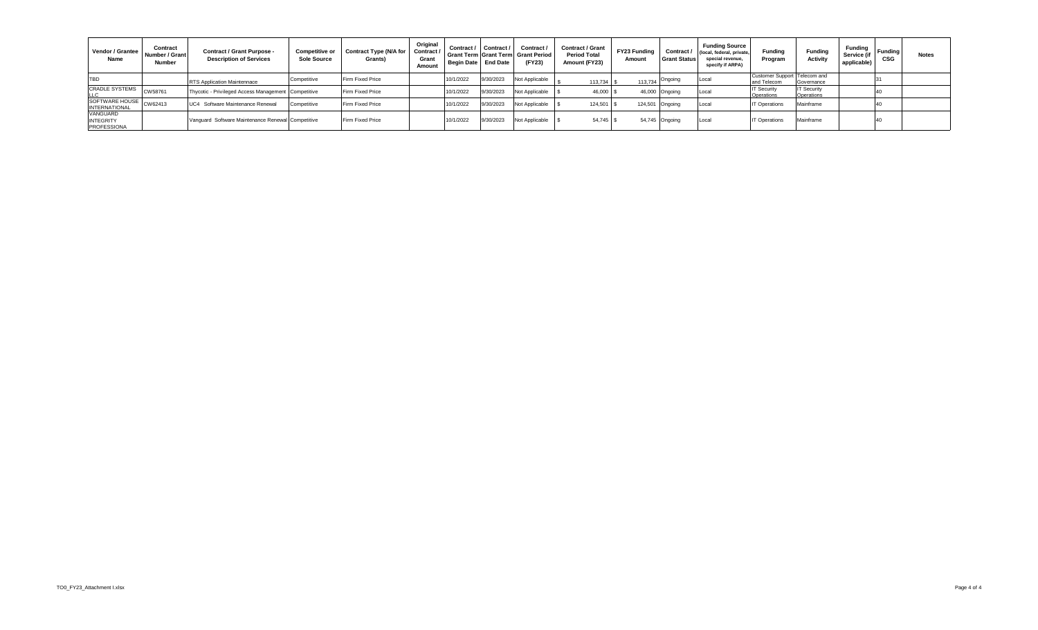| Vendor / Grantee Name | Contract Number / Grant Number | Contract / Grant Purpose - Description of Services | Competitive or Sole Source | Contract Type (N/A for Grants) | Original Contract / Grant Amount | Contract / Grant Term Begin Date | Contract / Grant Term End Date | Contract / Grant Period (FY23) | Contract / Grant Period Total Amount (FY23) | FY23 Funding Amount | Contract / Grant Status | Funding Source (local, federal, private, special revenue, specify if ARPA) | Funding Program | Funding Activity | Funding Service (if applicable) | Funding CSG | Notes |
|---|---|---|---|---|---|---|---|---|---|---|---|---|---|---|---|---|---|
| TBD | | RTS Application Maintennace | Competitive | Firm Fixed Price | | 10/1/2022 | 9/30/2023 | Not Applicable | $ 113,734 | $ 113,734 | Ongoing | Local | Customer Support and Telecom | Telecom and Governance | | 31 | |
| CRADLE SYSTEMS LLC | CW58761 | Thycotic - Privileged Access Management | Competitive | Firm Fixed Price | | 10/1/2022 | 9/30/2023 | Not Applicable | $ 46,000 | $ 46,000 | Ongoing | Local | IT Security Operations | IT Security Operations | | 40 | |
| SOFTWARE HOUSE INTERNATIONAL | CW62413 | UC4 Software Maintenance Renewal | Competitive | Firm Fixed Price | | 10/1/2022 | 9/30/2023 | Not Applicable | $ 124,501 | $ 124,501 | Ongoing | Local | IT Operations | Mainframe | | 40 | |
| VANGUARD INTEGRITY PROFESSIONA | | Vanguard Software Maintenance Renewal | Competitive | Firm Fixed Price | | 10/1/2022 | 9/30/2023 | Not Applicable | $ 54,745 | $ 54,745 | Ongoing | Local | IT Operations | Mainframe | | 40 | |

TO0_FY23_Attachment I.xlsx